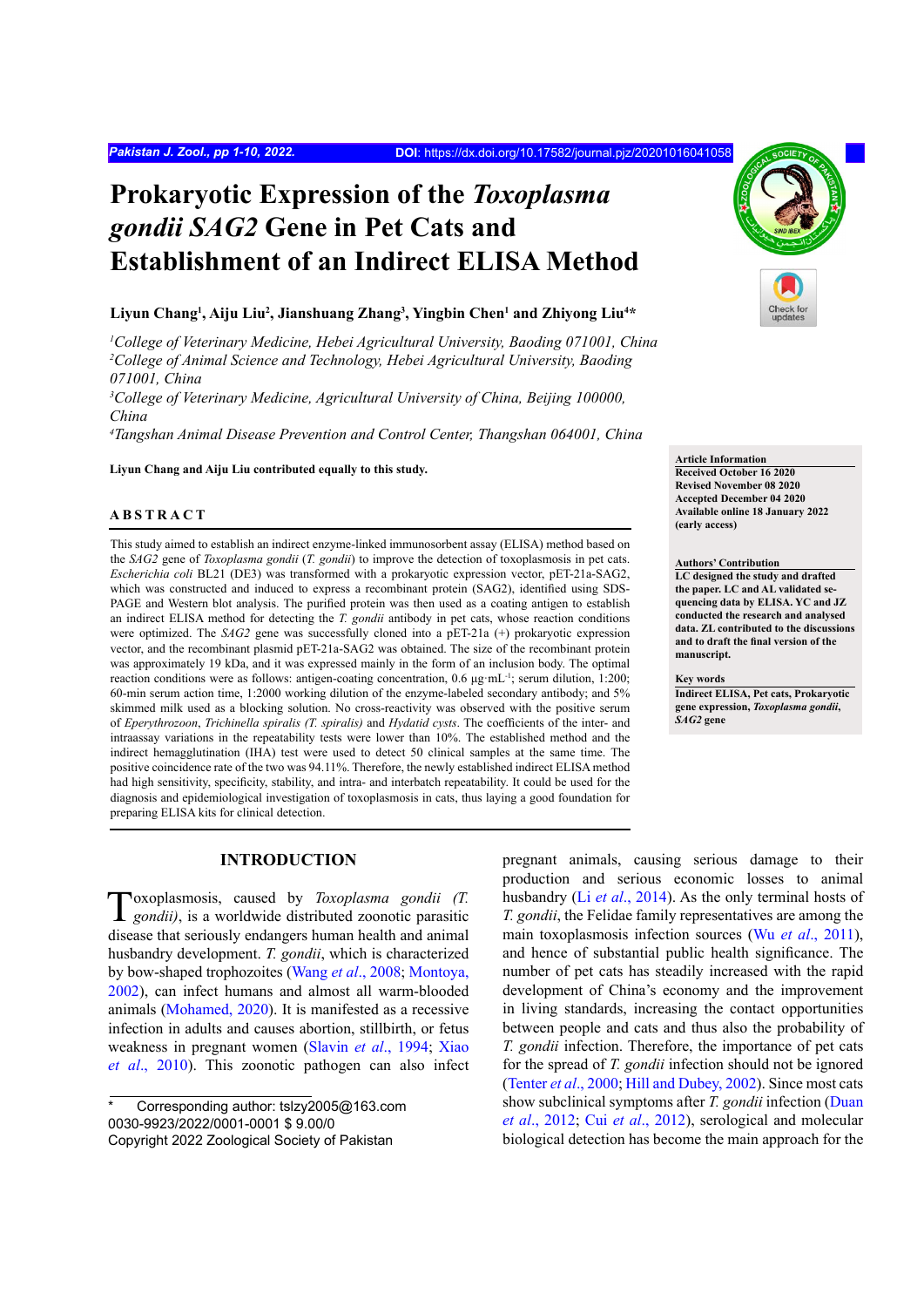# Prokaryotic Expression of the *Toxoplasma gondii SAG2* Gene in Pet Cats and Establishment of an Indirect ELISA Method

**Liyun Chang[1], Aiju Liu[2], Jianshuang Zhang[3], Yingbin Chen[1] and Zhiyong Liu[4]\***

*[1]College of Veterinary Medicine, Hebei Agricultural University, Baoding 071001, China*
*[2]College of Animal Science and Technology, Hebei Agricultural University, Baoding 071001, China*
*[3]College of Veterinary Medicine, Agricultural University of China, Beijing 100000, China*
*[4]Tangshan Animal Disease Prevention and Control Center, Thangshan 064001, China*

**Liyun Chang and Aiju Liu contributed equally to this study.**

**Article Information**
**Received October 16 2020**
**Revised November 08 2020**
**Accepted December 04 2020**
**Available online 18 January 2022 (early access)**

**Authors' Contribution**
**LC designed the study and drafted the paper. LC and AL validated sequencing data by ELISA. YC and JZ conducted the research and analysed data. ZL contributed to the discussions and to draft the final version of the manuscript.**

**Key words**
**Indirect ELISA, Pet cats, Prokaryotic gene expression, *Toxoplasma gondii*, *SAG2* gene**

## ABSTRACT

This study aimed to establish an indirect enzyme-linked immunosorbent assay (ELISA) method based on the *SAG2* gene of *Toxoplasma gondii* (*T. gondii*) to improve the detection of toxoplasmosis in pet cats. *Escherichia coli* BL21 (DE3) was transformed with a prokaryotic expression vector, pET-21a-SAG2, which was constructed and induced to express a recombinant protein (SAG2), identified using SDS-PAGE and Western blot analysis. The purified protein was then used as a coating antigen to establish an indirect ELISA method for detecting the *T. gondii* antibody in pet cats, whose reaction conditions were optimized. The *SAG2* gene was successfully cloned into a pET-21a (+) prokaryotic expression vector, and the recombinant plasmid pET-21a-SAG2 was obtained. The size of the recombinant protein was approximately 19 kDa, and it was expressed mainly in the form of an inclusion body. The optimal reaction conditions were as follows: antigen-coating concentration, 0.6 $\mu g \cdot mL^{-1}$; serum dilution, 1:200; 60-min serum action time, 1:2000 working dilution of the enzyme-labeled secondary antibody; and 5% skimmed milk used as a blocking solution. No cross-reactivity was observed with the positive serum of *Eperythrozoon*, *Trichinella spiralis (T. spiralis)* and *Hydatid cysts*. The coefficients of the inter- and intraassay variations in the repeatability tests were lower than 10%. The established method and the indirect hemagglutination (IHA) test were used to detect 50 clinical samples at the same time. The positive coincidence rate of the two was 94.11%. Therefore, the newly established indirect ELISA method had high sensitivity, specificity, stability, and intra- and interbatch repeatability. It could be used for the diagnosis and epidemiological investigation of toxoplasmosis in cats, thus laying a good foundation for preparing ELISA kits for clinical detection.

## INTRODUCTION

Toxoplasmosis, caused by *Toxoplasma gondii (T. gondii)*, is a worldwide distributed zoonotic parasitic disease that seriously endangers human health and animal husbandry development. *T. gondii*, which is characterized by bow-shaped trophozoites (Wang *et al*., 2008; Montoya, 2002), can infect humans and almost all warm-blooded animals (Mohamed, 2020). It is manifested as a recessive infection in adults and causes abortion, stillbirth, or fetus weakness in pregnant women (Slavin *et al*., 1994; Xiao *et al*., 2010). This zoonotic pathogen can also infect pregnant animals, causing serious damage to their production and serious economic losses to animal husbandry (Li *et al*., 2014). As the only terminal hosts of *T. gondii*, the Felidae family representatives are among the main toxoplasmosis infection sources (Wu *et al*., 2011), and hence of substantial public health significance. The number of pet cats has steadily increased with the rapid development of China's economy and the improvement in living standards, increasing the contact opportunities between people and cats and thus also the probability of *T. gondii* infection. Therefore, the importance of pet cats for the spread of *T. gondii* infection should not be ignored (Tenter *et al*., 2000; Hill and Dubey, 2002). Since most cats show subclinical symptoms after *T. gondii* infection (Duan *et al*., 2012; Cui *et al*., 2012), serological and molecular biological detection has become the main approach for the

\* Corresponding author: tslzy2005@163.com
0030-9923/2022/0001-0001 $ 9.00/0
Copyright 2022 Zoological Society of Pakistan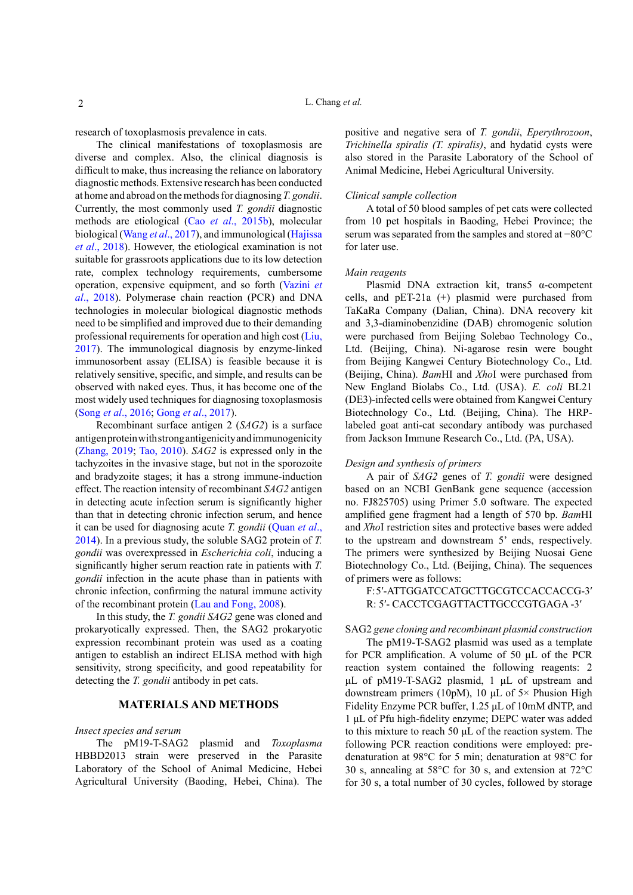research of toxoplasmosis prevalence in cats.

The clinical manifestations of toxoplasmosis are diverse and complex. Also, the clinical diagnosis is difficult to make, thus increasing the reliance on laboratory diagnostic methods. Extensive research has been conducted at home and abroad on the methods for diagnosing *T. gondii*. Currently, the most commonly used *T. gondii* diagnostic methods are etiological (Cao *et al*., 2015b), molecular biological (Wang *et al*., 2017), and immunological (Hajissa *et al*., 2018). However, the etiological examination is not suitable for grassroots applications due to its low detection rate, complex technology requirements, cumbersome operation, expensive equipment, and so forth (Vazini *et al*., 2018). Polymerase chain reaction (PCR) and DNA technologies in molecular biological diagnostic methods need to be simplified and improved due to their demanding professional requirements for operation and high cost (Liu, 2017). The immunological diagnosis by enzyme-linked immunosorbent assay (ELISA) is feasible because it is relatively sensitive, specific, and simple, and results can be observed with naked eyes. Thus, it has become one of the most widely used techniques for diagnosing toxoplasmosis (Song *et al*., 2016; Gong *et al*., 2017).

Recombinant surface antigen 2 (*SAG2*) is a surface antigen protein with strong antigenicity and immunogenicity (Zhang, 2019; Tao, 2010). *SAG2* is expressed only in the tachyzoites in the invasive stage, but not in the sporozoite and bradyzoite stages; it has a strong immune-induction effect. The reaction intensity of recombinant *SAG2* antigen in detecting acute infection serum is significantly higher than that in detecting chronic infection serum, and hence it can be used for diagnosing acute *T. gondii* (Quan *et al*., 2014). In a previous study, the soluble SAG2 protein of *T. gondii* was overexpressed in *Escherichia coli*, inducing a significantly higher serum reaction rate in patients with *T. gondii* infection in the acute phase than in patients with chronic infection, confirming the natural immune activity of the recombinant protein (Lau and Fong, 2008).

In this study, the *T. gondii SAG2* gene was cloned and prokaryotically expressed. Then, the SAG2 prokaryotic expression recombinant protein was used as a coating antigen to establish an indirect ELISA method with high sensitivity, strong specificity, and good repeatability for detecting the *T. gondii* antibody in pet cats.

## MATERIALS AND METHODS

### *Insect species and serum*

The pM19-T-SAG2 plasmid and *Toxoplasma* HBBD2013 strain were preserved in the Parasite Laboratory of the School of Animal Medicine, Hebei Agricultural University (Baoding, Hebei, China). The positive and negative sera of *T. gondii*, *Eperythrozoon*, *Trichinella spiralis (T. spiralis)*, and hydatid cysts were also stored in the Parasite Laboratory of the School of Animal Medicine, Hebei Agricultural University.

### *Clinical sample collection*

A total of 50 blood samples of pet cats were collected from 10 pet hospitals in Baoding, Hebei Province; the serum was separated from the samples and stored at −80°C for later use.

### *Main reagents*

Plasmid DNA extraction kit, trans5 α-competent cells, and pET-21a (+) plasmid were purchased from TaKaRa Company (Dalian, China). DNA recovery kit and 3,3-diaminobenzidine (DAB) chromogenic solution were purchased from Beijing Solebao Technology Co., Ltd. (Beijing, China). Ni-agarose resin were bought from Beijing Kangwei Century Biotechnology Co., Ltd. (Beijing, China). *Bam*HI and *Xho*I were purchased from New England Biolabs Co., Ltd. (USA). *E. coli* BL21 (DE3)-infected cells were obtained from Kangwei Century Biotechnology Co., Ltd. (Beijing, China). The HRP-labeled goat anti-cat secondary antibody was purchased from Jackson Immune Research Co., Ltd. (PA, USA).

### *Design and synthesis of primers*

A pair of *SAG2* genes of *T. gondii* were designed based on an NCBI GenBank gene sequence (accession no. FJ825705) using Primer 5.0 software. The expected amplified gene fragment had a length of 570 bp. *Bam*HI and *Xho*I restriction sites and protective bases were added to the upstream and downstream 5' ends, respectively. The primers were synthesized by Beijing Nuosai Gene Biotechnology Co., Ltd. (Beijing, China). The sequences of primers were as follows:

F: 5′-ATTGGATCCATGCTTGCGTCCACCACCG-3′
R: 5′- CACCTCGAGTTACTTGCCCGTGAGA -3′

### SAG2 *gene cloning and recombinant plasmid construction*

The pM19-T-SAG2 plasmid was used as a template for PCR amplification. A volume of 50 μL of the PCR reaction system contained the following reagents: 2 μL of pM19-T-SAG2 plasmid, 1 μL of upstream and downstream primers (10pM), 10 μL of 5× Phusion High Fidelity Enzyme PCR buffer, 1.25 μL of 10mM dNTP, and 1 μL of Pfu high-fidelity enzyme; DEPC water was added to this mixture to reach 50 μL of the reaction system. The following PCR reaction conditions were employed: pre-denaturation at 98°C for 5 min; denaturation at 98°C for 30 s, annealing at 58°C for 30 s, and extension at 72°C for 30 s, a total number of 30 cycles, followed by storage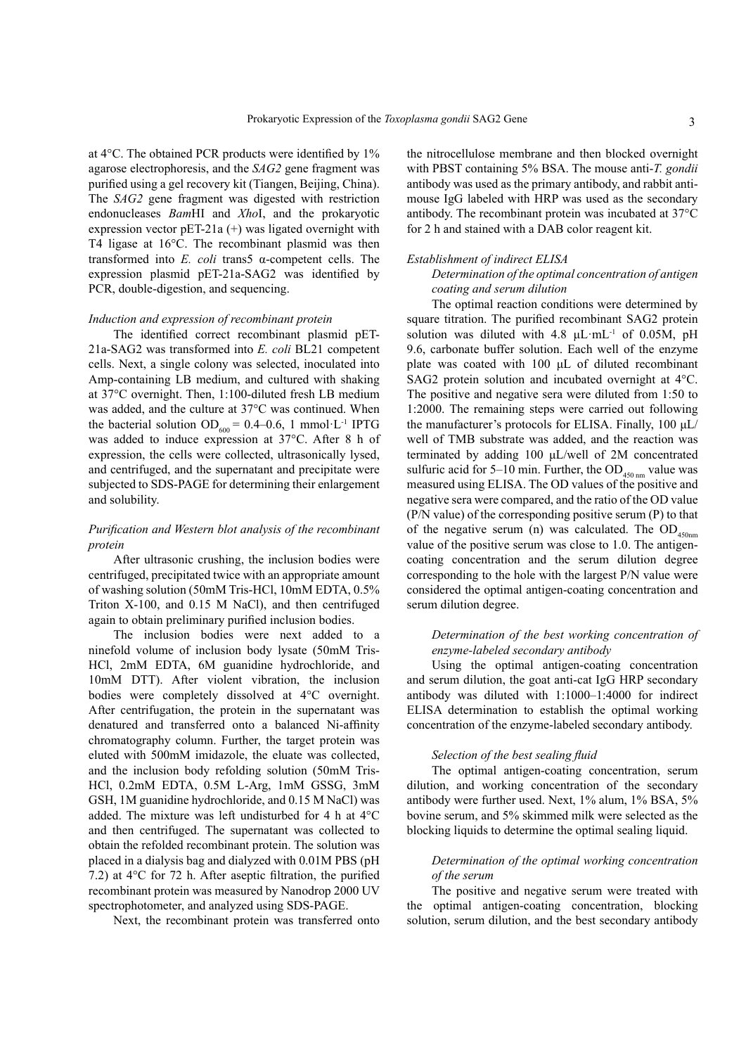at 4°C. The obtained PCR products were identified by 1% agarose electrophoresis, and the *SAG2* gene fragment was purified using a gel recovery kit (Tiangen, Beijing, China). The *SAG2* gene fragment was digested with restriction endonucleases *Bam*HI and *Xho*I, and the prokaryotic expression vector pET-21a (+) was ligated overnight with T4 ligase at 16°C. The recombinant plasmid was then transformed into *E. coli* trans5 α-competent cells. The expression plasmid pET-21a-SAG2 was identified by PCR, double-digestion, and sequencing.

*Induction and expression of recombinant protein*

The identified correct recombinant plasmid pET-21a-SAG2 was transformed into *E. coli* BL21 competent cells. Next, a single colony was selected, inoculated into Amp-containing LB medium, and cultured with shaking at 37°C overnight. Then, 1:100-diluted fresh LB medium was added, and the culture at 37°C was continued. When the bacterial solution $OD_{600}$ = 0.4–0.6, 1 mmol·L$^{-1}$ IPTG was added to induce expression at 37°C. After 8 h of expression, the cells were collected, ultrasonically lysed, and centrifuged, and the supernatant and precipitate were subjected to SDS-PAGE for determining their enlargement and solubility.

*Purification and Western blot analysis of the recombinant protein*

After ultrasonic crushing, the inclusion bodies were centrifuged, precipitated twice with an appropriate amount of washing solution (50mM Tris-HCl, 10mM EDTA, 0.5% Triton X-100, and 0.15 M NaCl), and then centrifuged again to obtain preliminary purified inclusion bodies.

The inclusion bodies were next added to a ninefold volume of inclusion body lysate (50mM Tris-HCl, 2mM EDTA, 6M guanidine hydrochloride, and 10mM DTT). After violent vibration, the inclusion bodies were completely dissolved at 4°C overnight. After centrifugation, the protein in the supernatant was denatured and transferred onto a balanced Ni-affinity chromatography column. Further, the target protein was eluted with 500mM imidazole, the eluate was collected, and the inclusion body refolding solution (50mM Tris-HCl, 0.2mM EDTA, 0.5M L-Arg, 1mM GSSG, 3mM GSH, 1M guanidine hydrochloride, and 0.15 M NaCl) was added. The mixture was left undisturbed for 4 h at 4°C and then centrifuged. The supernatant was collected to obtain the refolded recombinant protein. The solution was placed in a dialysis bag and dialyzed with 0.01M PBS (pH 7.2) at 4°C for 72 h. After aseptic filtration, the purified recombinant protein was measured by Nanodrop 2000 UV spectrophotometer, and analyzed using SDS-PAGE.

Next, the recombinant protein was transferred onto the nitrocellulose membrane and then blocked overnight with PBST containing 5% BSA. The mouse anti-*T. gondii* antibody was used as the primary antibody, and rabbit anti-mouse IgG labeled with HRP was used as the secondary antibody. The recombinant protein was incubated at 37°C for 2 h and stained with a DAB color reagent kit.

*Establishment of indirect ELISA*

*Determination of the optimal concentration of antigen coating and serum dilution*

The optimal reaction conditions were determined by square titration. The purified recombinant SAG2 protein solution was diluted with 4.8 μL·mL$^{-1}$ of 0.05M, pH 9.6, carbonate buffer solution. Each well of the enzyme plate was coated with 100 μL of diluted recombinant SAG2 protein solution and incubated overnight at 4°C. The positive and negative sera were diluted from 1:50 to 1:2000. The remaining steps were carried out following the manufacturer's protocols for ELISA. Finally, 100 μL/well of TMB substrate was added, and the reaction was terminated by adding 100 μL/well of 2M concentrated sulfuric acid for 5–10 min. Further, the $OD_{450\,nm}$ value was measured using ELISA. The OD values of the positive and negative sera were compared, and the ratio of the OD value (P/N value) of the corresponding positive serum (P) to that of the negative serum (n) was calculated. The $OD_{450nm}$ value of the positive serum was close to 1.0. The antigen-coating concentration and the serum dilution degree corresponding to the hole with the largest P/N value were considered the optimal antigen-coating concentration and serum dilution degree.

*Determination of the best working concentration of enzyme-labeled secondary antibody*

Using the optimal antigen-coating concentration and serum dilution, the goat anti-cat IgG HRP secondary antibody was diluted with 1:1000–1:4000 for indirect ELISA determination to establish the optimal working concentration of the enzyme-labeled secondary antibody.

*Selection of the best sealing fluid*

The optimal antigen-coating concentration, serum dilution, and working concentration of the secondary antibody were further used. Next, 1% alum, 1% BSA, 5% bovine serum, and 5% skimmed milk were selected as the blocking liquids to determine the optimal sealing liquid.

*Determination of the optimal working concentration of the serum*

The positive and negative serum were treated with the optimal antigen-coating concentration, blocking solution, serum dilution, and the best secondary antibody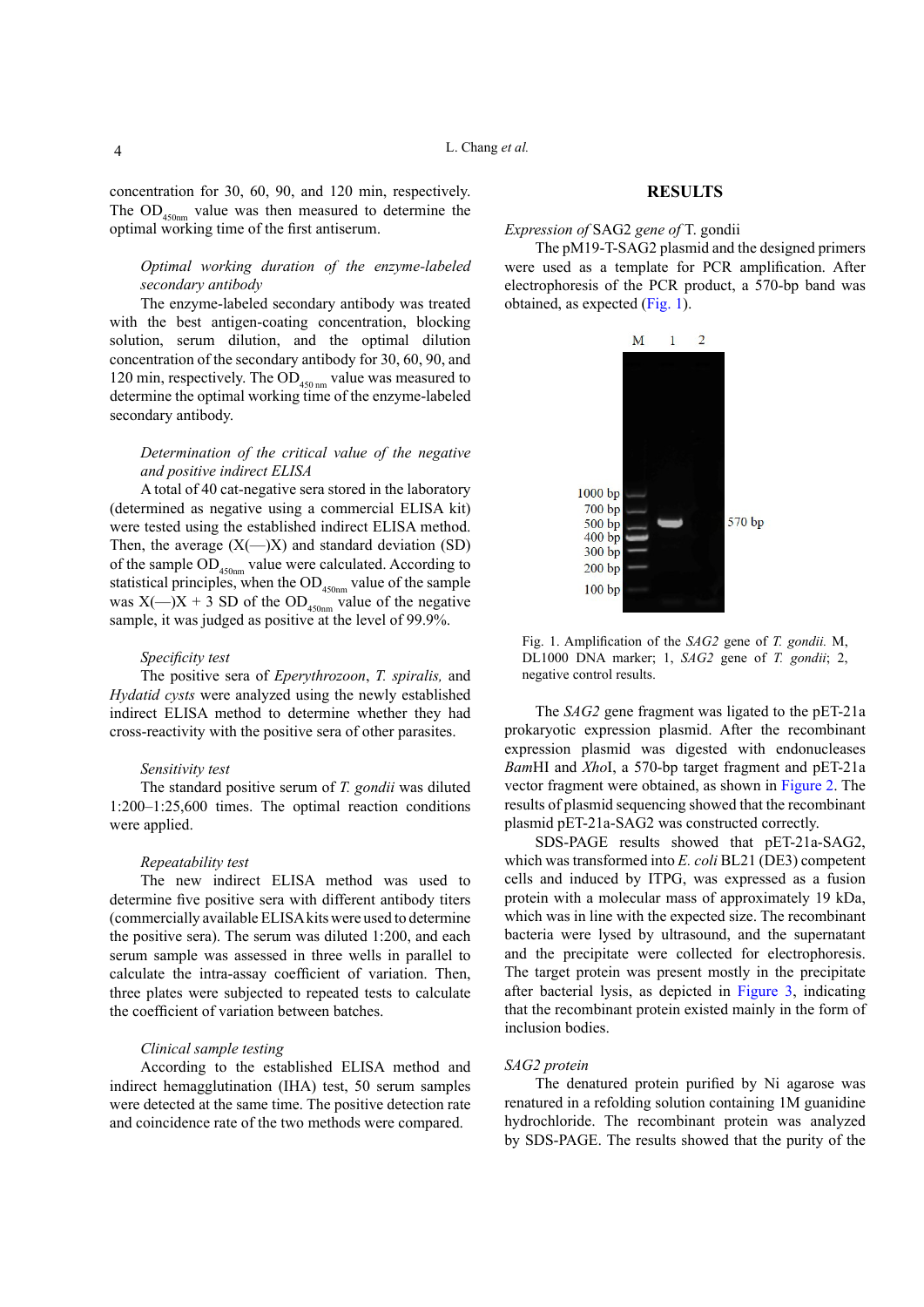concentration for 30, 60, 90, and 120 min, respectively. The $OD_{450nm}$ value was then measured to determine the optimal working time of the first antiserum.

*Optimal working duration of the enzyme-labeled secondary antibody*

The enzyme-labeled secondary antibody was treated with the best antigen-coating concentration, blocking solution, serum dilution, and the optimal dilution concentration of the secondary antibody for 30, 60, 90, and 120 min, respectively. The $OD_{450\ nm}$ value was measured to determine the optimal working time of the enzyme-labeled secondary antibody.

*Determination of the critical value of the negative and positive indirect ELISA*

A total of 40 cat-negative sera stored in the laboratory (determined as negative using a commercial ELISA kit) were tested using the established indirect ELISA method. Then, the average (X(—)X) and standard deviation (SD) of the sample $OD_{450nm}$ value were calculated. According to statistical principles, when the $OD_{450nm}$ value of the sample was X(—)X + 3 SD of the $OD_{450nm}$ value of the negative sample, it was judged as positive at the level of 99.9%.

*Specificity test*

The positive sera of *Eperythrozoon*, *T. spiralis,* and *Hydatid cysts* were analyzed using the newly established indirect ELISA method to determine whether they had cross-reactivity with the positive sera of other parasites.

*Sensitivity test*

The standard positive serum of *T. gondii* was diluted 1:200–1:25,600 times. The optimal reaction conditions were applied.

*Repeatability test*

The new indirect ELISA method was used to determine five positive sera with different antibody titers (commercially available ELISA kits were used to determine the positive sera). The serum was diluted 1:200, and each serum sample was assessed in three wells in parallel to calculate the intra-assay coefficient of variation. Then, three plates were subjected to repeated tests to calculate the coefficient of variation between batches.

*Clinical sample testing*

According to the established ELISA method and indirect hemagglutination (IHA) test, 50 serum samples were detected at the same time. The positive detection rate and coincidence rate of the two methods were compared.

## RESULTS

*Expression of* SAG2 *gene of* T. gondii

The pM19-T-SAG2 plasmid and the designed primers were used as a template for PCR amplification. After electrophoresis of the PCR product, a 570-bp band was obtained, as expected (Fig. 1).

Fig. 1. Amplification of the *SAG2* gene of *T. gondii.* M, DL1000 DNA marker; 1, *SAG2* gene of *T. gondii*; 2, negative control results.

The *SAG2* gene fragment was ligated to the pET-21a prokaryotic expression plasmid. After the recombinant expression plasmid was digested with endonucleases *Bam*HI and *Xho*I, a 570-bp target fragment and pET-21a vector fragment were obtained, as shown in Figure 2. The results of plasmid sequencing showed that the recombinant plasmid pET-21a-SAG2 was constructed correctly.

SDS-PAGE results showed that pET-21a-SAG2, which was transformed into *E. coli* BL21 (DE3) competent cells and induced by ITPG, was expressed as a fusion protein with a molecular mass of approximately 19 kDa, which was in line with the expected size. The recombinant bacteria were lysed by ultrasound, and the supernatant and the precipitate were collected for electrophoresis. The target protein was present mostly in the precipitate after bacterial lysis, as depicted in Figure 3, indicating that the recombinant protein existed mainly in the form of inclusion bodies.

*SAG2 protein*

The denatured protein purified by Ni agarose was renatured in a refolding solution containing 1M guanidine hydrochloride. The recombinant protein was analyzed by SDS-PAGE. The results showed that the purity of the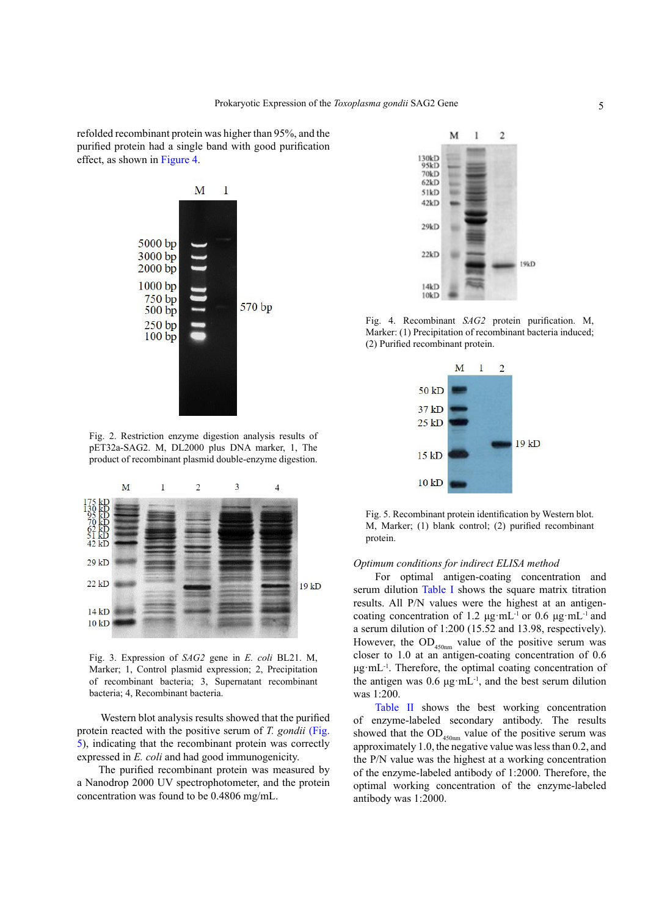refolded recombinant protein was higher than 95%, and the purified protein had a single band with good purification effect, as shown in Figure 4.

Fig. 2. Restriction enzyme digestion analysis results of pET32a-SAG2. M, DL2000 plus DNA marker, 1, The product of recombinant plasmid double-enzyme digestion.

Fig. 3. Expression of *SAG2* gene in *E. coli* BL21. M, Marker; 1, Control plasmid expression; 2, Precipitation of recombinant bacteria; 3, Supernatant recombinant bacteria; 4, Recombinant bacteria.

Western blot analysis results showed that the purified protein reacted with the positive serum of *T. gondii* (Fig. 5), indicating that the recombinant protein was correctly expressed in *E. coli* and had good immunogenicity.

The purified recombinant protein was measured by a Nanodrop 2000 UV spectrophotometer, and the protein concentration was found to be 0.4806 mg/mL.

Fig. 4. Recombinant *SAG2* protein purification. M, Marker: (1) Precipitation of recombinant bacteria induced; (2) Purified recombinant protein.

Fig. 5. Recombinant protein identification by Western blot. M, Marker; (1) blank control; (2) purified recombinant protein.

*Optimum conditions for indirect ELISA method*

For optimal antigen-coating concentration and serum dilution Table I shows the square matrix titration results. All P/N values were the highest at an antigen-coating concentration of 1.2 μg·mL$^{-1}$ or 0.6 μg·mL$^{-1}$ and a serum dilution of 1:200 (15.52 and 13.98, respectively). However, the $OD_{450nm}$ value of the positive serum was closer to 1.0 at an antigen-coating concentration of 0.6 μg·mL$^{-1}$. Therefore, the optimal coating concentration of the antigen was 0.6 μg·mL$^{-1}$, and the best serum dilution was 1:200.

Table II shows the best working concentration of enzyme-labeled secondary antibody. The results showed that the $OD_{450nm}$ value of the positive serum was approximately 1.0, the negative value was less than 0.2, and the P/N value was the highest at a working concentration of the enzyme-labeled antibody of 1:2000. Therefore, the optimal working concentration of the enzyme-labeled antibody was 1:2000.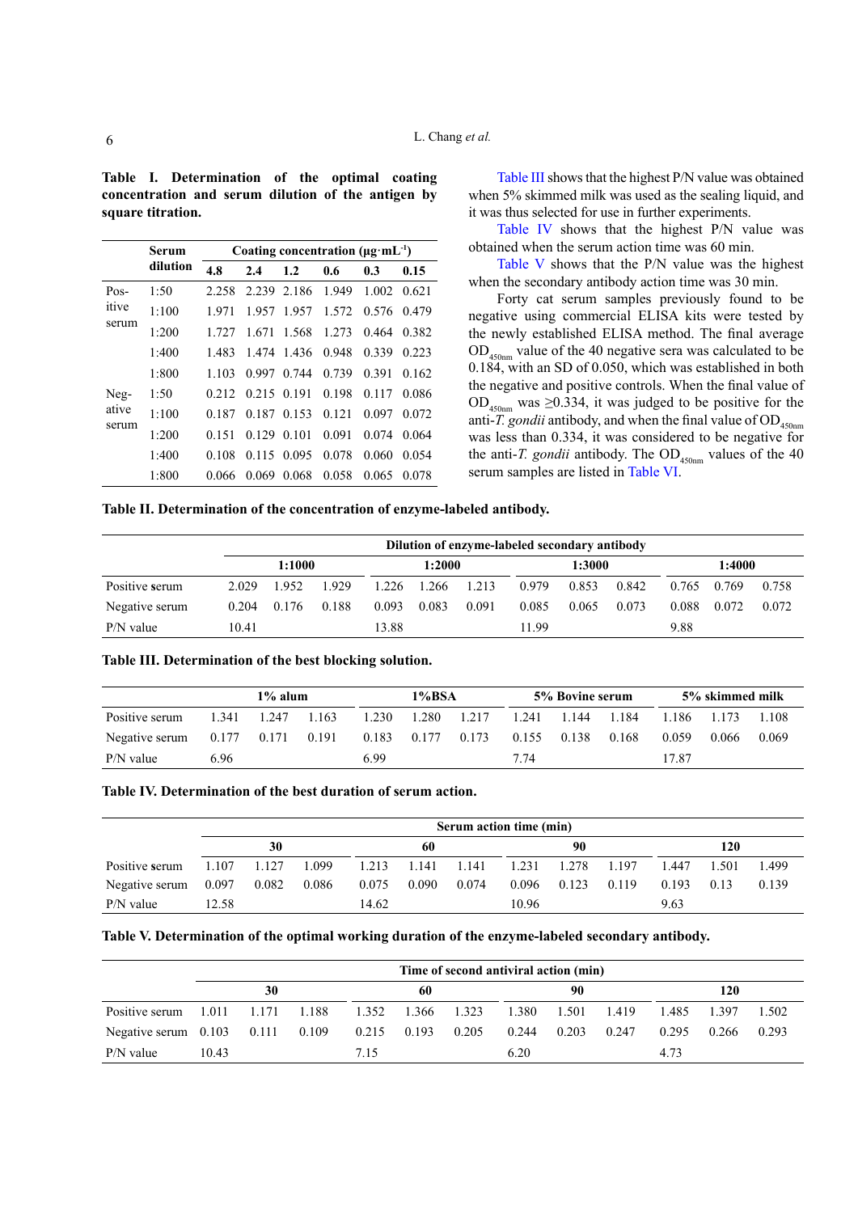**Table I. Determination of the optimal coating concentration and serum dilution of the antigen by square titration.**

| | Serum dilution | Coating concentration (μg·mL[-1]) | | | | | |
|---|---|---|---|---|---|---|---|
| | | 4.8 | 2.4 | 1.2 | 0.6 | 0.3 | 0.15 |
| Positive serum | 1:50 | 2.258 | 2.239 | 2.186 | 1.949 | 1.002 | 0.621 |
| | 1:100 | 1.971 | 1.957 | 1.957 | 1.572 | 0.576 | 0.479 |
| | 1:200 | 1.727 | 1.671 | 1.568 | 1.273 | 0.464 | 0.382 |
| | 1:400 | 1.483 | 1.474 | 1.436 | 0.948 | 0.339 | 0.223 |
| | 1:800 | 1.103 | 0.997 | 0.744 | 0.739 | 0.391 | 0.162 |
| Negative serum | 1:50 | 0.212 | 0.215 | 0.191 | 0.198 | 0.117 | 0.086 |
| | 1:100 | 0.187 | 0.187 | 0.153 | 0.121 | 0.097 | 0.072 |
| | 1:200 | 0.151 | 0.129 | 0.101 | 0.091 | 0.074 | 0.064 |
| | 1:400 | 0.108 | 0.115 | 0.095 | 0.078 | 0.060 | 0.054 |
| | 1:800 | 0.066 | 0.069 | 0.068 | 0.058 | 0.065 | 0.078 |

Table III shows that the highest P/N value was obtained when 5% skimmed milk was used as the sealing liquid, and it was thus selected for use in further experiments.

Table IV shows that the highest P/N value was obtained when the serum action time was 60 min.

Table V shows that the P/N value was the highest when the secondary antibody action time was 30 min.

Forty cat serum samples previously found to be negative using commercial ELISA kits were tested by the newly established ELISA method. The final average $OD_{450nm}$ value of the 40 negative sera was calculated to be 0.184, with an SD of 0.050, which was established in both the negative and positive controls. When the final value of $OD_{450nm}$ was ≥0.334, it was judged to be positive for the anti-*T. gondii* antibody, and when the final value of $OD_{450nm}$ was less than 0.334, it was considered to be negative for the anti-*T. gondii* antibody. The $OD_{450nm}$ values of the 40 serum samples are listed in Table VI.

**Table II. Determination of the concentration of enzyme-labeled antibody.**

| | Dilution of enzyme-labeled secondary antibody | | | | | | | | | | | |
|---|---|---|---|---|---|---|---|---|---|---|---|---|
| | 1:1000 | | | 1:2000 | | | 1:3000 | | | 1:4000 | | |
| Positive serum | 2.029 | 1.952 | 1.929 | 1.226 | 1.266 | 1.213 | 0.979 | 0.853 | 0.842 | 0.765 | 0.769 | 0.758 |
| Negative serum | 0.204 | 0.176 | 0.188 | 0.093 | 0.083 | 0.091 | 0.085 | 0.065 | 0.073 | 0.088 | 0.072 | 0.072 |
| P/N value | 10.41 | | | 13.88 | | | 11.99 | | | 9.88 | | |

**Table III. Determination of the best blocking solution.**

| | 1% alum | | | 1%BSA | | | 5% Bovine serum | | | 5% skimmed milk | | |
|---|---|---|---|---|---|---|---|---|---|---|---|---|
| Positive serum | 1.341 | 1.247 | 1.163 | 1.230 | 1.280 | 1.217 | 1.241 | 1.144 | 1.184 | 1.186 | 1.173 | 1.108 |
| Negative serum | 0.177 | 0.171 | 0.191 | 0.183 | 0.177 | 0.173 | 0.155 | 0.138 | 0.168 | 0.059 | 0.066 | 0.069 |
| P/N value | 6.96 | | | 6.99 | | | 7.74 | | | 17.87 | | |

**Table IV. Determination of the best duration of serum action.**

| | Serum action time (min) | | | | | | | | | | | |
|---|---|---|---|---|---|---|---|---|---|---|---|---|
| | 30 | | | 60 | | | 90 | | | 120 | | |
| Positive serum | 1.107 | 1.127 | 1.099 | 1.213 | 1.141 | 1.141 | 1.231 | 1.278 | 1.197 | 1.447 | 1.501 | 1.499 |
| Negative serum | 0.097 | 0.082 | 0.086 | 0.075 | 0.090 | 0.074 | 0.096 | 0.123 | 0.119 | 0.193 | 0.13 | 0.139 |
| P/N value | 12.58 | | | 14.62 | | | 10.96 | | | 9.63 | | |

**Table V. Determination of the optimal working duration of the enzyme-labeled secondary antibody.**

| | Time of second antiviral action (min) | | | | | | | | | | | |
|---|---|---|---|---|---|---|---|---|---|---|---|---|
| | 30 | | | 60 | | | 90 | | | 120 | | |
| Positive serum | 1.011 | 1.171 | 1.188 | 1.352 | 1.366 | 1.323 | 1.380 | 1.501 | 1.419 | 1.485 | 1.397 | 1.502 |
| Negative serum | 0.103 | 0.111 | 0.109 | 0.215 | 0.193 | 0.205 | 0.244 | 0.203 | 0.247 | 0.295 | 0.266 | 0.293 |
| P/N value | 10.43 | | | 7.15 | | | 6.20 | | | 4.73 | | |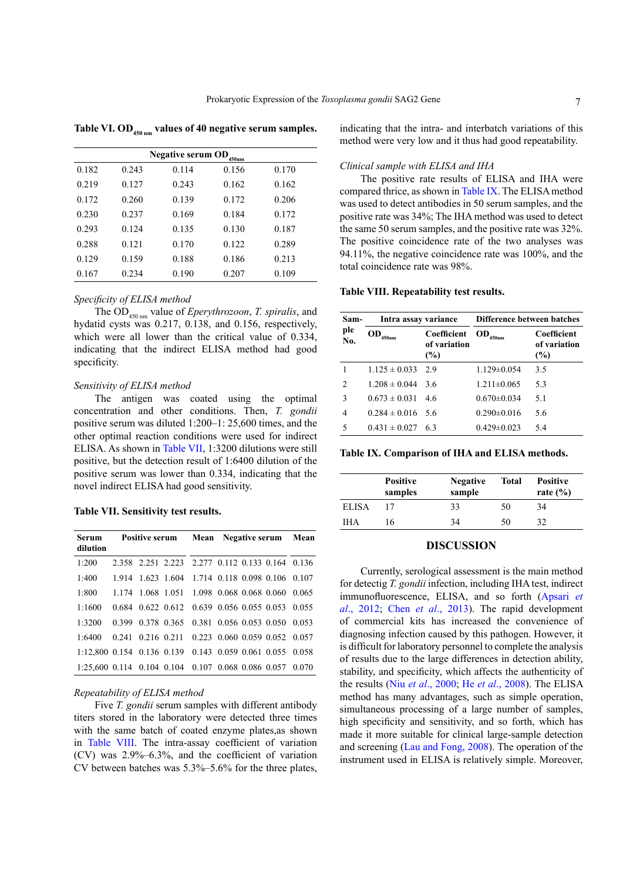**Table VI. $OD_{450\ nm}$ values of 40 negative serum samples.**

| Negative serum $OD_{450nm}$ | | | | |
|---|---|---|---|---|
| 0.182 | 0.243 | 0.114 | 0.156 | 0.170 |
| 0.219 | 0.127 | 0.243 | 0.162 | 0.162 |
| 0.172 | 0.260 | 0.139 | 0.172 | 0.206 |
| 0.230 | 0.237 | 0.169 | 0.184 | 0.172 |
| 0.293 | 0.124 | 0.135 | 0.130 | 0.187 |
| 0.288 | 0.121 | 0.170 | 0.122 | 0.289 |
| 0.129 | 0.159 | 0.188 | 0.186 | 0.213 |
| 0.167 | 0.234 | 0.190 | 0.207 | 0.109 |

*Specificity of ELISA method*

The $OD_{450\ nm}$ value of *Eperythrozoon*, *T. spiralis*, and hydatid cysts was 0.217, 0.138, and 0.156, respectively, which were all lower than the critical value of 0.334, indicating that the indirect ELISA method had good specificity.

*Sensitivity of ELISA method*

The antigen was coated using the optimal concentration and other conditions. Then, *T. gondii* positive serum was diluted 1:200–1: 25,600 times, and the other optimal reaction conditions were used for indirect ELISA. As shown in Table VII, 1:3200 dilutions were still positive, but the detection result of 1:6400 dilution of the positive serum was lower than 0.334, indicating that the novel indirect ELISA had good sensitivity.

**Table VII. Sensitivity test results.**

| Serum dilution | Positive serum | | | Mean | Negative serum | | | Mean |
|---|---|---|---|---|---|---|---|---|
| 1:200 | 2.358 | 2.251 | 2.223 | 2.277 | 0.112 | 0.133 | 0.164 | 0.136 |
| 1:400 | 1.914 | 1.623 | 1.604 | 1.714 | 0.118 | 0.098 | 0.106 | 0.107 |
| 1:800 | 1.174 | 1.068 | 1.051 | 1.098 | 0.068 | 0.068 | 0.060 | 0.065 |
| 1:1600 | 0.684 | 0.622 | 0.612 | 0.639 | 0.056 | 0.055 | 0.053 | 0.055 |
| 1:3200 | 0.399 | 0.378 | 0.365 | 0.381 | 0.056 | 0.053 | 0.050 | 0.053 |
| 1:6400 | 0.241 | 0.216 | 0.211 | 0.223 | 0.060 | 0.059 | 0.052 | 0.057 |
| 1:12,800 | 0.154 | 0.136 | 0.139 | 0.143 | 0.059 | 0.061 | 0.055 | 0.058 |
| 1:25,600 | 0.114 | 0.104 | 0.104 | 0.107 | 0.068 | 0.086 | 0.057 | 0.070 |

*Repeatability of ELISA method*

Five *T. gondii* serum samples with different antibody titers stored in the laboratory were detected three times with the same batch of coated enzyme plates,as shown in Table VIII. The intra-assay coefficient of variation (CV) was 2.9%–6.3%, and the coefficient of variation CV between batches was 5.3%–5.6% for the three plates, indicating that the intra- and interbatch variations of this method were very low and it thus had good repeatability.

*Clinical sample with ELISA and IHA*

The positive rate results of ELISA and IHA were compared thrice, as shown in Table IX. The ELISA method was used to detect antibodies in 50 serum samples, and the positive rate was 34%; The IHA method was used to detect the same 50 serum samples, and the positive rate was 32%. The positive coincidence rate of the two analyses was 94.11%, the negative coincidence rate was 100%, and the total coincidence rate was 98%.

**Table VIII. Repeatability test results.**

| Sample No. | Intra assay variance | | Difference between batches | |
|---|---|---|---|---|
| | $OD_{450nm}$ | Coefficient of variation (%) | $OD_{450nm}$ | Coefficient of variation (%) |
| 1 | 1.125 ± 0.033 | 2.9 | 1.129±0.054 | 3.5 |
| 2 | 1.208 ± 0.044 | 3.6 | 1.211±0.065 | 5.3 |
| 3 | 0.673 ± 0.031 | 4.6 | 0.670±0.034 | 5.1 |
| 4 | 0.284 ± 0.016 | 5.6 | 0.290±0.016 | 5.6 |
| 5 | 0.431 ± 0.027 | 6.3 | 0.429±0.023 | 5.4 |

**Table IX. Comparison of IHA and ELISA methods.**

| | Positive samples | Negative sample | Total | Positive rate (%) |
|---|---|---|---|---|
| ELISA | 17 | 33 | 50 | 34 |
| IHA | 16 | 34 | 50 | 32 |

## DISCUSSION

Currently, serological assessment is the main method for detectig *T. gondii* infection, including IHA test, indirect immunofluorescence, ELISA, and so forth (Apsari *et al*., 2012; Chen *et al*., 2013). The rapid development of commercial kits has increased the convenience of diagnosing infection caused by this pathogen. However, it is difficult for laboratory personnel to complete the analysis of results due to the large differences in detection ability, stability, and specificity, which affects the authenticity of the results (Niu *et al*., 2000; He *et al*., 2008). The ELISA method has many advantages, such as simple operation, simultaneous processing of a large number of samples, high specificity and sensitivity, and so forth, which has made it more suitable for clinical large-sample detection and screening (Lau and Fong, 2008). The operation of the instrument used in ELISA is relatively simple. Moreover,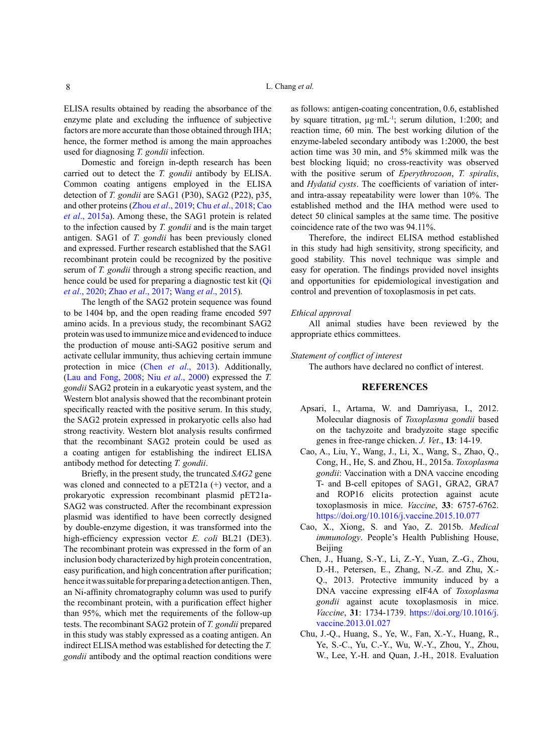ELISA results obtained by reading the absorbance of the enzyme plate and excluding the influence of subjective factors are more accurate than those obtained through IHA; hence, the former method is among the main approaches used for diagnosing *T. gondii* infection.

Domestic and foreign in-depth research has been carried out to detect the *T. gondii* antibody by ELISA. Common coating antigens employed in the ELISA detection of *T. gondii* are SAG1 (P30), SAG2 (P22), p35, and other proteins (Zhou *et al*., 2019; Chu *et al*., 2018; Cao *et al*., 2015a). Among these, the SAG1 protein is related to the infection caused by *T. gondii* and is the main target antigen. SAG1 of *T. gondii* has been previously cloned and expressed. Further research established that the SAG1 recombinant protein could be recognized by the positive serum of *T. gondii* through a strong specific reaction, and hence could be used for preparing a diagnostic test kit (Qi *et al*., 2020; Zhao *et al*., 2017; Wang *et al*., 2015).

The length of the SAG2 protein sequence was found to be 1404 bp, and the open reading frame encoded 597 amino acids. In a previous study, the recombinant SAG2 protein was used to immunize mice and evidenced to induce the production of mouse anti-SAG2 positive serum and activate cellular immunity, thus achieving certain immune protection in mice (Chen *et al*., 2013). Additionally, (Lau and Fong, 2008; Niu *et al*., 2000) expressed the *T. gondii* SAG2 protein in a eukaryotic yeast system, and the Western blot analysis showed that the recombinant protein specifically reacted with the positive serum. In this study, the SAG2 protein expressed in prokaryotic cells also had strong reactivity. Western blot analysis results confirmed that the recombinant SAG2 protein could be used as a coating antigen for establishing the indirect ELISA antibody method for detecting *T. gondii*.

Briefly, in the present study, the truncated *SAG2* gene was cloned and connected to a pET21a (+) vector, and a prokaryotic expression recombinant plasmid pET21a-SAG2 was constructed. After the recombinant expression plasmid was identified to have been correctly designed by double-enzyme digestion, it was transformed into the high-efficiency expression vector *E. coli* BL21 (DE3). The recombinant protein was expressed in the form of an inclusion body characterized by high protein concentration, easy purification, and high concentration after purification; hence it was suitable for preparing a detection antigen. Then, an Ni-affinity column was used to purify the recombinant protein, with a purification effect higher than 95%, which met the requirements of the follow-up tests. The recombinant SAG2 protein of *T. gondii* prepared in this study was stably expressed as a coating antigen. An indirect ELISA method was established for detecting the *T. gondii* antibody and the optimal reaction conditions were as follows: antigen-coating concentration, 0.6, established by square titration, μg·mL$^{-1}$; serum dilution, 1:200; and reaction time, 60 min. The best working dilution of the enzyme-labeled secondary antibody was 1:2000, the best action time was 30 min, and 5% skimmed milk was the best blocking liquid; no cross-reactivity was observed with the positive serum of *Eperythrozoon*, *T. spiralis*, and *Hydatid cysts*. The coefficients of variation of inter- and intra-assay repeatability were lower than 10%. The established method and the IHA method were used to detect 50 clinical samples at the same time. The positive coincidence rate of the two was 94.11%.

Therefore, the indirect ELISA method established in this study had high sensitivity, strong specificity, and good stability. This novel technique was simple and easy for operation. The findings provided novel insights and opportunities for epidemiological investigation and control and prevention of toxoplasmosis in pet cats.

*Ethical approval*

All animal studies have been reviewed by the appropriate ethics committees.

*Statement of conflict of interest*

The authors have declared no conflict of interest.

## REFERENCES

Apsari, I., Artama, W. and Damriyasa, I., 2012. Molecular diagnosis of *Toxoplasma gondii* based on the tachyzoite and bradyzoite stage specific genes in free-range chicken. *J. Vet*., **13**: 14-19.

Cao, A., Liu, Y., Wang, J., Li, X., Wang, S., Zhao, Q., Cong, H., He, S. and Zhou, H., 2015a. *Toxoplasma gondii*: Vaccination with a DNA vaccine encoding T- and B-cell epitopes of SAG1, GRA2, GRA7 and ROP16 elicits protection against acute toxoplasmosis in mice. *Vaccine*, **33**: 6757-6762. https://doi.org/10.1016/j.vaccine.2015.10.077

Cao, X., Xiong, S. and Yao, Z. 2015b. *Medical immunology*. People's Health Publishing House, Beijing

Chen, J., Huang, S.-Y., Li, Z.-Y., Yuan, Z.-G., Zhou, D.-H., Petersen, E., Zhang, N.-Z. and Zhu, X.-Q., 2013. Protective immunity induced by a DNA vaccine expressing eIF4A of *Toxoplasma gondii* against acute toxoplasmosis in mice. *Vaccine*, **31**: 1734-1739. https://doi.org/10.1016/j.vaccine.2013.01.027

Chu, J.-Q., Huang, S., Ye, W., Fan, X.-Y., Huang, R., Ye, S.-C., Yu, C.-Y., Wu, W.-Y., Zhou, Y., Zhou, W., Lee, Y.-H. and Quan, J.-H., 2018. Evaluation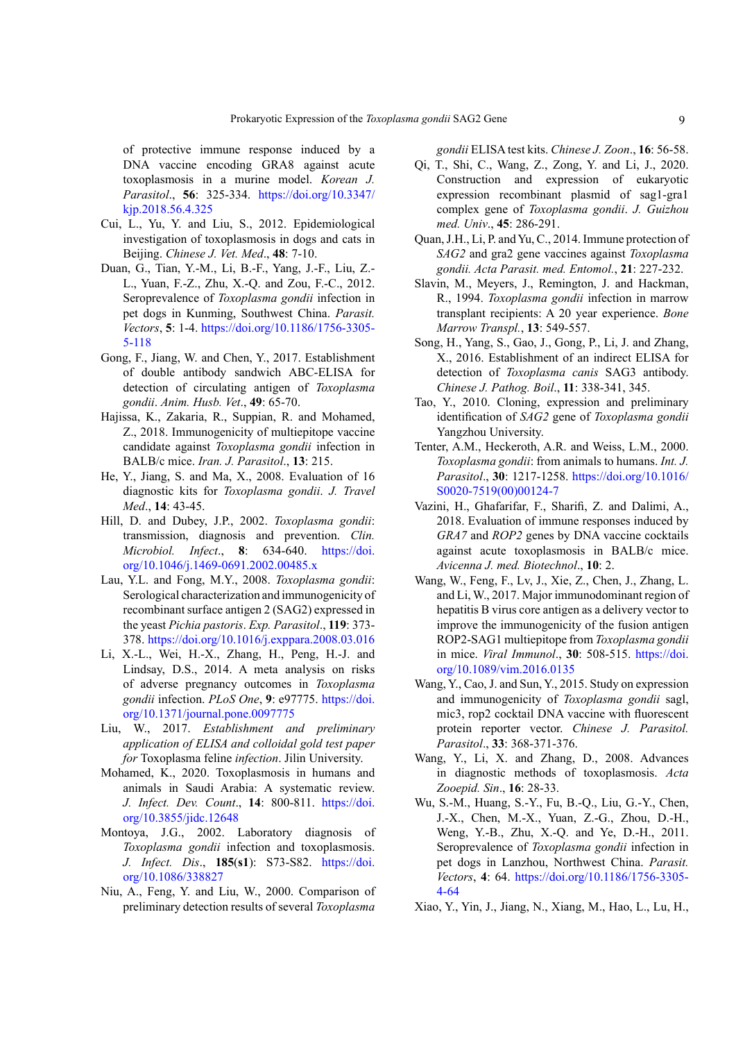of protective immune response induced by a DNA vaccine encoding GRA8 against acute toxoplasmosis in a murine model. *Korean J. Parasitol*., **56**: 325-334. https://doi.org/10.3347/kjp.2018.56.4.325

Cui, L., Yu, Y. and Liu, S., 2012. Epidemiological investigation of toxoplasmosis in dogs and cats in Beijing. *Chinese J. Vet. Med*., **48**: 7-10.

Duan, G., Tian, Y.-M., Li, B.-F., Yang, J.-F., Liu, Z.-L., Yuan, F.-Z., Zhu, X.-Q. and Zou, F.-C., 2012. Seroprevalence of *Toxoplasma gondii* infection in pet dogs in Kunming, Southwest China. *Parasit. Vectors*, **5**: 1-4. https://doi.org/10.1186/1756-3305-5-118

Gong, F., Jiang, W. and Chen, Y., 2017. Establishment of double antibody sandwich ABC-ELISA for detection of circulating antigen of *Toxoplasma gondii*. *Anim. Husb. Vet*., **49**: 65-70.

Hajissa, K., Zakaria, R., Suppian, R. and Mohamed, Z., 2018. Immunogenicity of multiepitope vaccine candidate against *Toxoplasma gondii* infection in BALB/c mice. *Iran. J. Parasitol*., **13**: 215.

He, Y., Jiang, S. and Ma, X., 2008. Evaluation of 16 diagnostic kits for *Toxoplasma gondii*. *J. Travel Med*., **14**: 43-45.

Hill, D. and Dubey, J.P., 2002. *Toxoplasma gondii*: transmission, diagnosis and prevention. *Clin. Microbiol. Infect*., **8**: 634-640. https://doi.org/10.1046/j.1469-0691.2002.00485.x

Lau, Y.L. and Fong, M.Y., 2008. *Toxoplasma gondii*: Serological characterization and immunogenicity of recombinant surface antigen 2 (SAG2) expressed in the yeast *Pichia pastoris*. *Exp. Parasitol*., **119**: 373-378. https://doi.org/10.1016/j.exppara.2008.03.016

Li, X.-L., Wei, H.-X., Zhang, H., Peng, H.-J. and Lindsay, D.S., 2014. A meta analysis on risks of adverse pregnancy outcomes in *Toxoplasma gondii* infection. *PLoS One*, **9**: e97775. https://doi.org/10.1371/journal.pone.0097775

Liu, W., 2017. *Establishment and preliminary application of ELISA and colloidal gold test paper for* Toxoplasma feline *infection*. Jilin University.

Mohamed, K., 2020. Toxoplasmosis in humans and animals in Saudi Arabia: A systematic review. *J. Infect. Dev. Count*., **14**: 800-811. https://doi.org/10.3855/jidc.12648

Montoya, J.G., 2002. Laboratory diagnosis of *Toxoplasma gondii* infection and toxoplasmosis. *J. Infect. Dis*., **185(s1)**: S73-S82. https://doi.org/10.1086/338827

Niu, A., Feng, Y. and Liu, W., 2000. Comparison of preliminary detection results of several *Toxoplasma gondii* ELISA test kits. *Chinese J. Zoon*., **16**: 56-58.

Qi, T., Shi, C., Wang, Z., Zong, Y. and Li, J., 2020. Construction and expression recombinant plasmid of sag1-gra1 complex gene of *Toxoplasma gondii*. *J. Guizhou med. Univ*., **45**: 286-291.

Quan, J.H., Li, P. and Yu, C., 2014. Immune protection of *SAG2* and gra2 gene vaccines against *Toxoplasma gondii. Acta Parasit. med. Entomol*., **21**: 227-232.

Slavin, M., Meyers, J., Remington, J. and Hackman, R., 1994. *Toxoplasma gondii* infection in marrow transplant recipients: A 20 year experience. *Bone Marrow Transpl.*, **13**: 549-557.

Song, H., Yang, S., Gao, J., Gong, P., Li, J. and Zhang, X., 2016. Establishment of an indirect ELISA for detection of *Toxoplasma canis* SAG3 antibody. *Chinese J. Pathog. Boil*., **11**: 338-341, 345.

Tao, Y., 2010. Cloning, expression and preliminary identification of *SAG2* gene of *Toxoplasma gondii* Yangzhou University.

Tenter, A.M., Heckeroth, A.R. and Weiss, L.M., 2000. *Toxoplasma gondii*: from animals to humans. *Int. J. Parasitol*., **30**: 1217-1258. https://doi.org/10.1016/S0020-7519(00)00124-7

Vazini, H., Ghafarifar, F., Sharifi, Z. and Dalimi, A., 2018. Evaluation of immune responses induced by *GRA7* and *ROP2* genes by DNA vaccine cocktails against acute toxoplasmosis in BALB/c mice. *Avicenna J. med. Biotechnol*., **10**: 2.

Wang, W., Feng, F., Lv, J., Xie, Z., Chen, J., Zhang, L. and Li, W., 2017. Major immunodominant region of hepatitis B virus core antigen as a delivery vector to improve the immunogenicity of the fusion antigen ROP2-SAG1 multiepitope from *Toxoplasma gondii* in mice. *Viral Immunol*., **30**: 508-515. https://doi.org/10.1089/vim.2016.0135

Wang, Y., Cao, J. and Sun, Y., 2015. Study on expression and immunogenicity of *Toxoplasma gondii* sagl, mic3, rop2 cocktail DNA vaccine with fluorescent protein reporter vector. *Chinese J. Parasitol. Parasitol*., **33**: 368-371-376.

Wang, Y., Li, X. and Zhang, D., 2008. Advances in diagnostic methods of toxoplasmosis. *Acta Zooepid. Sin*., **16**: 28-33.

Wu, S.-M., Huang, S.-Y., Fu, B.-Q., Liu, G.-Y., Chen, J.-X., Chen, M.-X., Yuan, Z.-G., Zhou, D.-H., Weng, Y.-B., Zhu, X.-Q. and Ye, D.-H., 2011. Seroprevalence of *Toxoplasma gondii* infection in pet dogs in Lanzhou, Northwest China. *Parasit. Vectors*, **4**: 64. https://doi.org/10.1186/1756-3305-4-64

Xiao, Y., Yin, J., Jiang, N., Xiang, M., Hao, L., Lu, H.,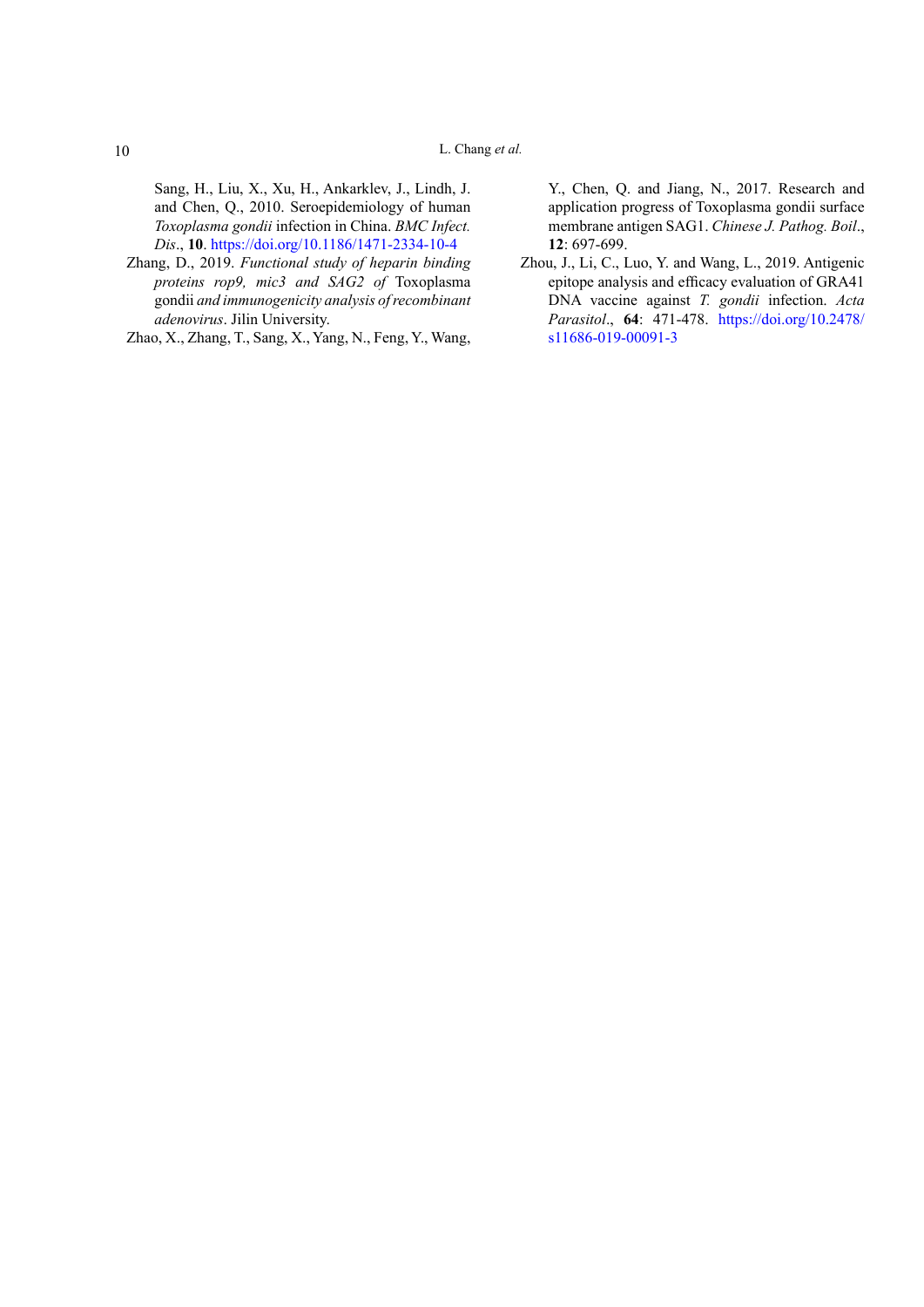Sang, H., Liu, X., Xu, H., Ankarklev, J., Lindh, J. and Chen, Q., 2010. Seroepidemiology of human *Toxoplasma gondii* infection in China. *BMC Infect. Dis*., **10**. https://doi.org/10.1186/1471-2334-10-4

Zhang, D., 2019. *Functional study of heparin binding proteins rop9, mic3 and SAG2 of* Toxoplasma gondii *and immunogenicity analysis of recombinant adenovirus*. Jilin University.

Zhao, X., Zhang, T., Sang, X., Yang, N., Feng, Y., Wang, Y., Chen, Q. and Jiang, N., 2017. Research and application progress of Toxoplasma gondii surface membrane antigen SAG1. *Chinese J. Pathog. Boil*., **12**: 697-699.

Zhou, J., Li, C., Luo, Y. and Wang, L., 2019. Antigenic epitope analysis and efficacy evaluation of GRA41 DNA vaccine against *T. gondii* infection. *Acta Parasitol*., **64**: 471-478. https://doi.org/10.2478/s11686-019-00091-3